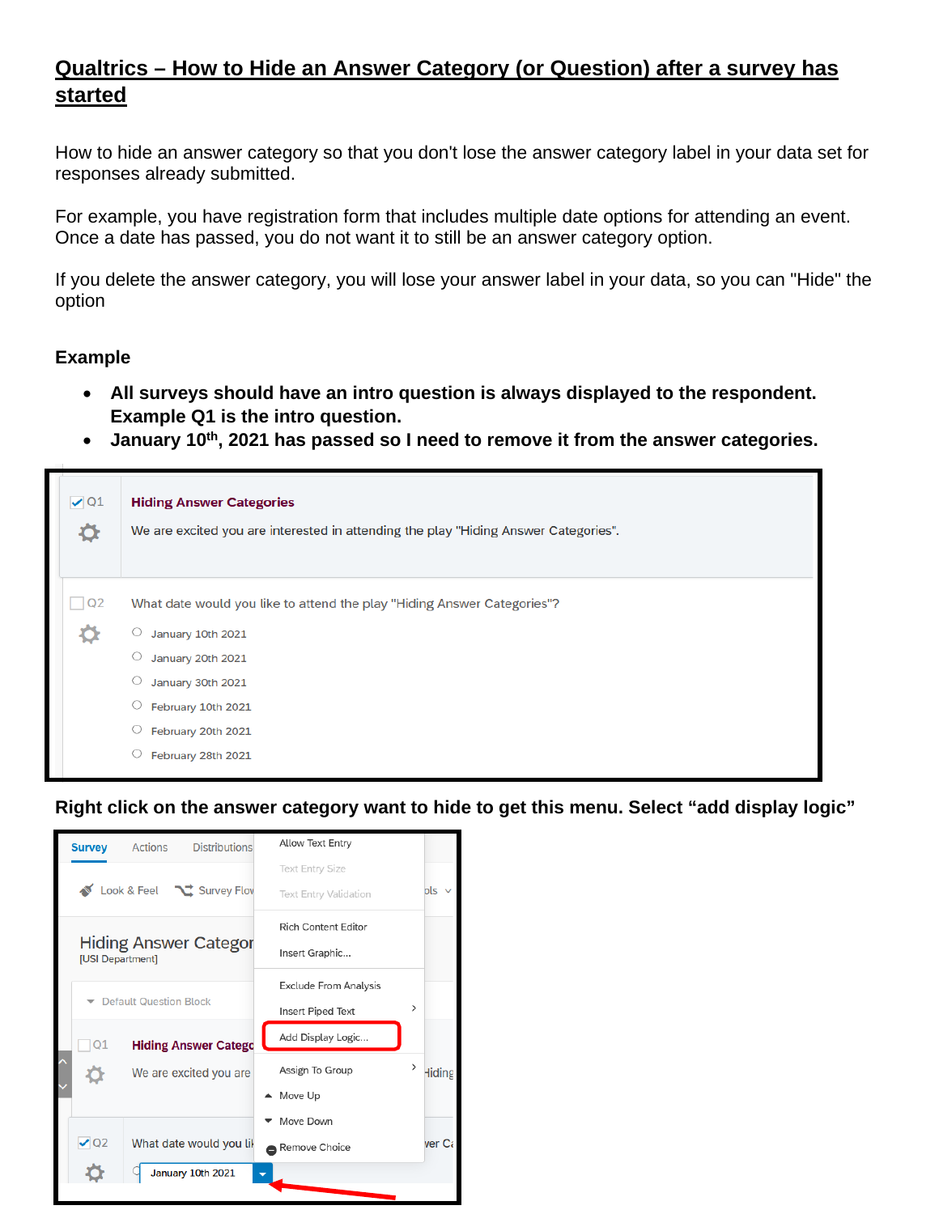# Qualtrics – How to Hide an Answer Category (or Question) after a survey has started

How to hide an answer category so that you don't lose the answer category label in your data set for responses already submitted.

For example, you have registration form that includes multiple date options for attending an event. Once a date has passed, you do not want it to still be an answer category option.

If you delete the answer category, you will lose your answer label in your data, so you can "Hide" the option

## Example

- **All surveys should have an intro question is always displayed to the respondent. Example Q1 is the intro question.**
- **January 10th, 2021 has passed so I need to remove it from the answer categories.**

Q1

Hiding Answer Categories

We are excited you are interested in attending the play "Hiding Answer Categories".

Q2

What date would you like to attend the play "Hiding Answer Categories"?

- January 10th 2021
- January 20th 2021
- January 30th 2021
- February 10th 2021
- February 20th 2021
- February 28th 2021

**Right click on the answer category want to hide to get this menu. Select "add display logic"**

Survey Actions Distributions

Look & Feel Survey Flow

Hiding Answer Categor
[USI Department]

Default Question Block

Q1 Hiding Answer Catego

We are excited you are

Q2 What date would you li

January 10th 2021

Allow Text Entry
Text Entry Size
Text Entry Validation
Rich Content Editor
Insert Graphic...
Exclude From Analysis
Insert Piped Text
Add Display Logic...
Assign To Group
Move Up
Move Down
Remove Choice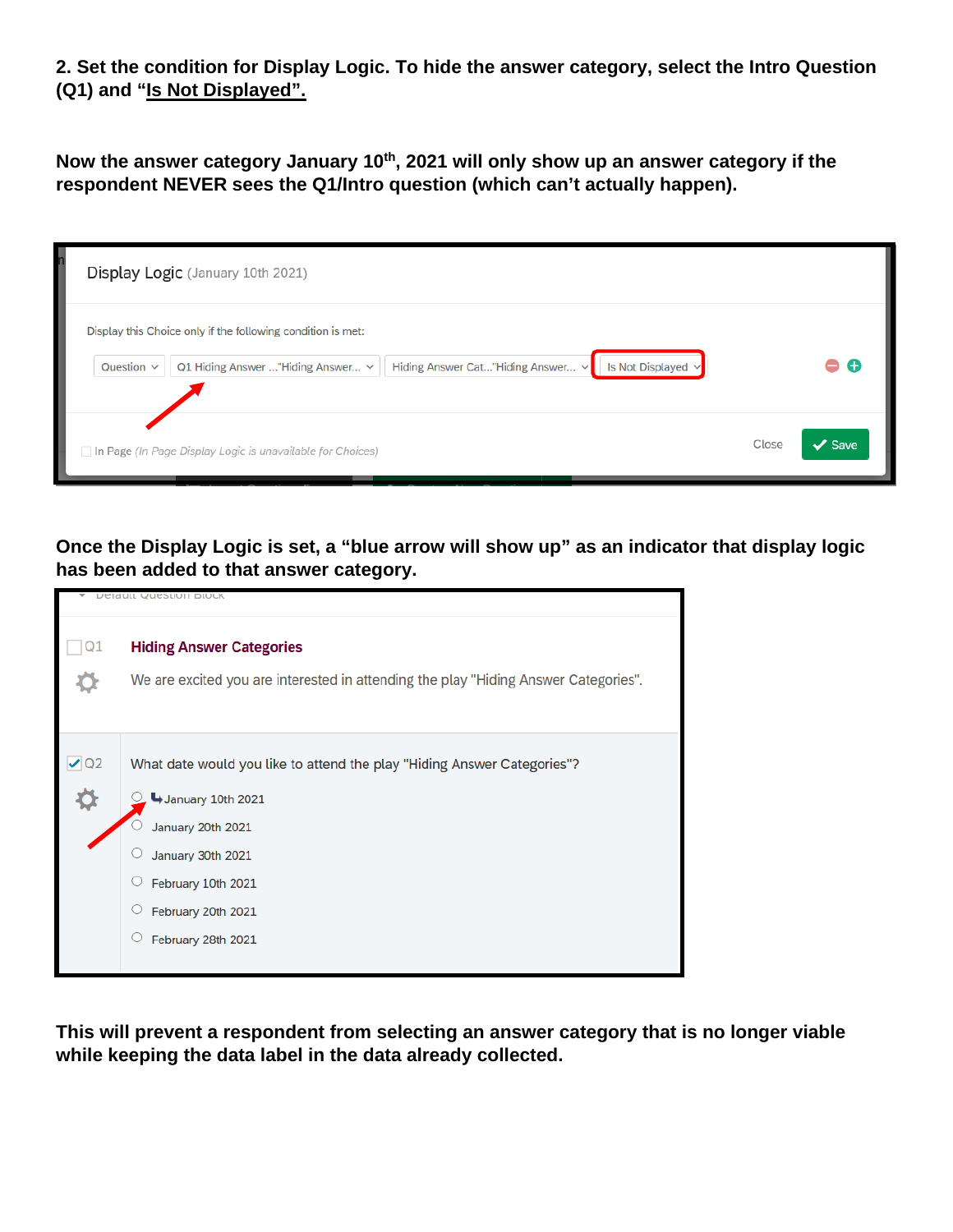**2. Set the condition for Display Logic. To hide the answer category, select the Intro Question (Q1) and "Is Not Displayed".**

**Now the answer category January 10th, 2021 will only show up an answer category if the respondent NEVER sees the Q1/Intro question (which can't actually happen).**

Display Logic (January 10th 2021)

Display this Choice only if the following condition is met:

Question | Q1 Hiding Answer ..."Hiding Answer... | Hiding Answer Cat..."Hiding Answer... | Is Not Displayed

In Page (In Page Display Logic is unavailable for Choices)

Close | Save

**Once the Display Logic is set, a "blue arrow will show up" as an indicator that display logic has been added to that answer category.**

Default Question Block

Q1 **Hiding Answer Categories**

We are excited you are interested in attending the play "Hiding Answer Categories".

Q2 What date would you like to attend the play "Hiding Answer Categories"?

- January 10th 2021
- January 20th 2021
- January 30th 2021
- February 10th 2021
- February 20th 2021
- February 28th 2021

**This will prevent a respondent from selecting an answer category that is no longer viable while keeping the data label in the data already collected.**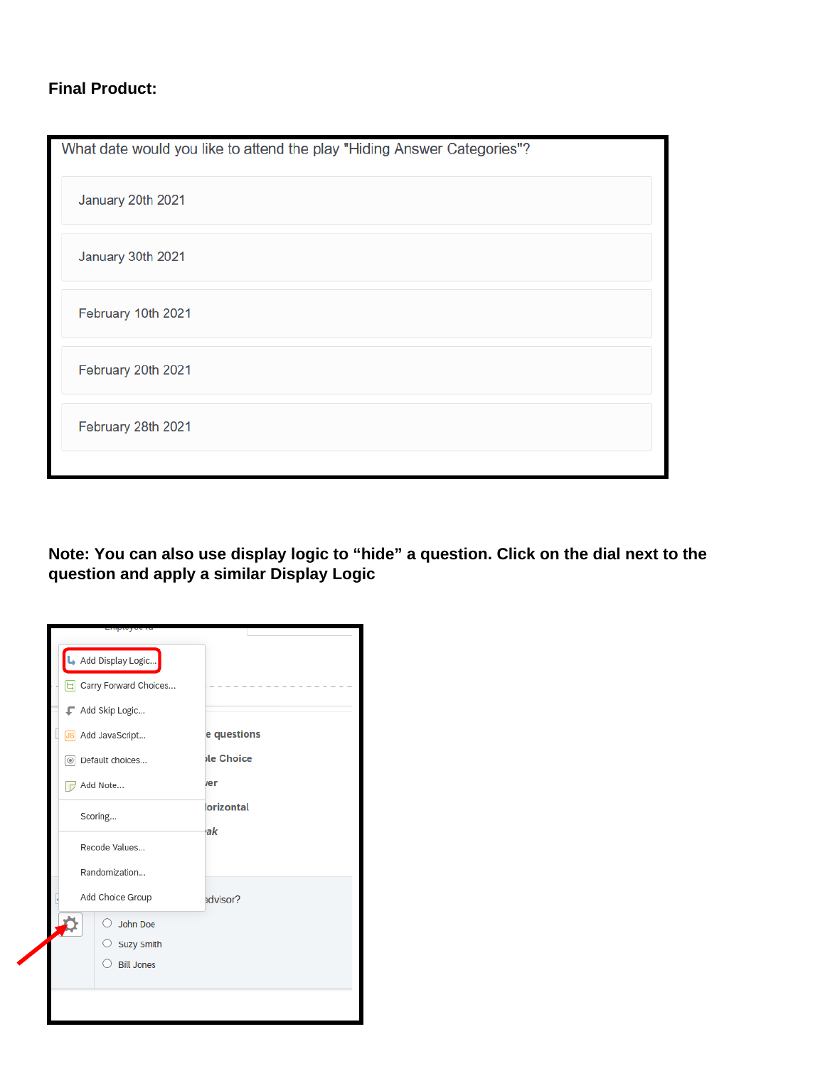**Final Product:**

What date would you like to attend the play "Hiding Answer Categories"?

January 20th 2021

January 30th 2021

February 10th 2021

February 20th 2021

February 28th 2021

**Note: You can also use display logic to "hide" a question. Click on the dial next to the question and apply a similar Display Logic**

Add Display Logic...

Carry Forward Choices...

Add Skip Logic...

Add JavaScript...

Default choices...

Add Note...

Scoring...

Recode Values...

Randomization...

Add Choice Group

John Doe

Suzy Smith

Bill Jones